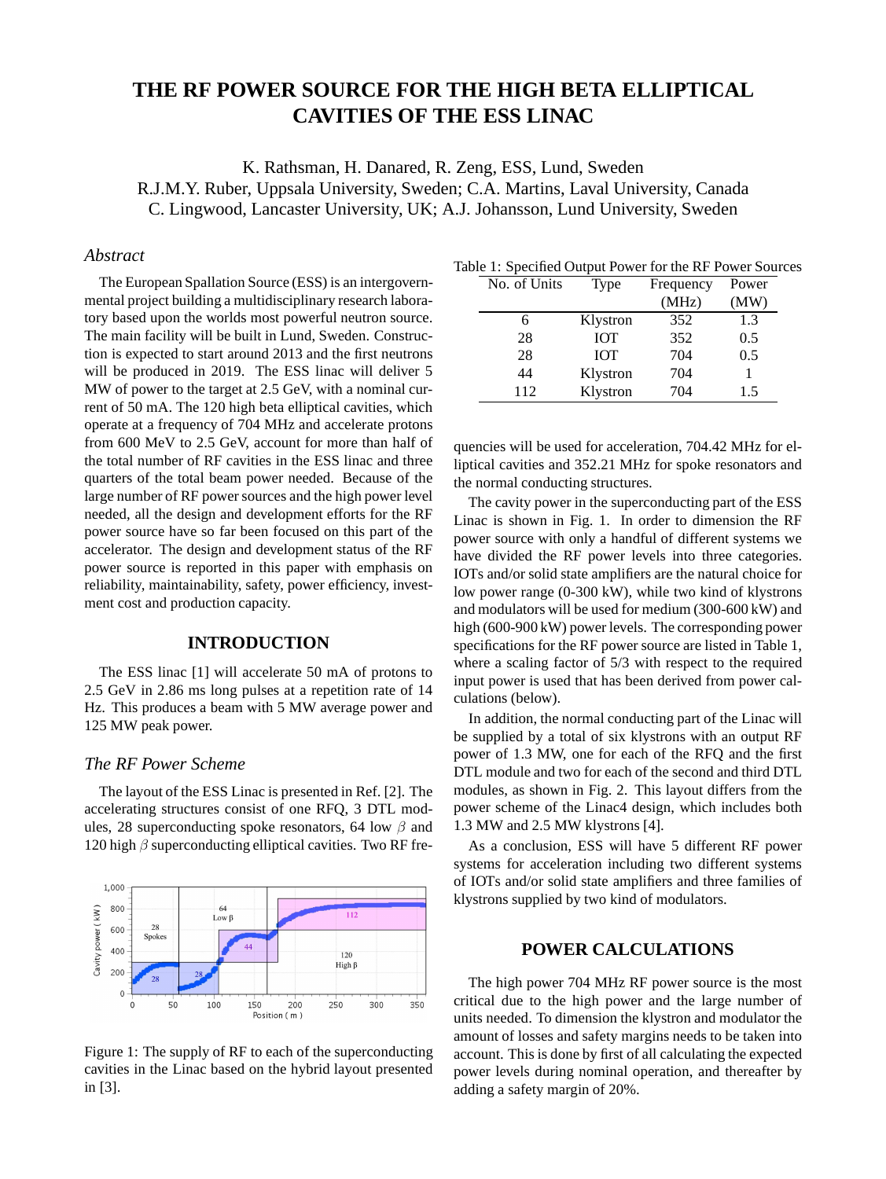# THE RF POWER SOURCE FOR THE HIGH BETA ELLIPTICAL CAVITIES OF THE ESS LINAC

K. Rathsman, H. Danared, R. Zeng, ESS, Lund, Sweden
R.J.M.Y. Ruber, Uppsala University, Sweden; C.A. Martins, Laval University, Canada
C. Lingwood, Lancaster University, UK; A.J. Johansson, Lund University, Sweden

## *Abstract*

The European Spallation Source (ESS) is an intergovernmental project building a multidisciplinary research laboratory based upon the worlds most powerful neutron source. The main facility will be built in Lund, Sweden. Construction is expected to start around 2013 and the first neutrons will be produced in 2019. The ESS linac will deliver 5 MW of power to the target at 2.5 GeV, with a nominal current of 50 mA. The 120 high beta elliptical cavities, which operate at a frequency of 704 MHz and accelerate protons from 600 MeV to 2.5 GeV, account for more than half of the total number of RF cavities in the ESS linac and three quarters of the total beam power needed. Because of the large number of RF power sources and the high power level needed, all the design and development efforts for the RF power source have so far been focused on this part of the accelerator. The design and development status of the RF power source is reported in this paper with emphasis on reliability, maintainability, safety, power efficiency, investment cost and production capacity.

## INTRODUCTION

The ESS linac [1] will accelerate 50 mA of protons to 2.5 GeV in 2.86 ms long pulses at a repetition rate of 14 Hz. This produces a beam with 5 MW average power and 125 MW peak power.

### *The RF Power Scheme*

The layout of the ESS Linac is presented in Ref. [2]. The accelerating structures consist of one RFQ, 3 DTL modules, 28 superconducting spoke resonators, 64 low $\beta$ and 120 high $\beta$ superconducting elliptical cavities. Two RF frequencies will be used for acceleration, 704.42 MHz for elliptical cavities and 352.21 MHz for spoke resonators and the normal conducting structures.

Figure 1: The supply of RF to each of the superconducting cavities in the Linac based on the hybrid layout presented in [3].

Table 1: Specified Output Power for the RF Power Sources

| No. of Units | Type | Frequency (MHz) | Power (MW) |
|---|---|---|---|
| 6 | Klystron | 352 | 1.3 |
| 28 | IOT | 352 | 0.5 |
| 28 | IOT | 704 | 0.5 |
| 44 | Klystron | 704 | 1 |
| 112 | Klystron | 704 | 1.5 |

The cavity power in the superconducting part of the ESS Linac is shown in Fig. 1. In order to dimension the RF power source with only a handful of different systems we have divided the RF power levels into three categories. IOTs and/or solid state amplifiers are the natural choice for low power range (0-300 kW), while two kind of klystrons and modulators will be used for medium (300-600 kW) and high (600-900 kW) power levels. The corresponding power specifications for the RF power source are listed in Table 1, where a scaling factor of 5/3 with respect to the required input power is used that has been derived from power calculations (below).

In addition, the normal conducting part of the Linac will be supplied by a total of six klystrons with an output RF power of 1.3 MW, one for each of the RFQ and the first DTL module and two for each of the second and third DTL modules, as shown in Fig. 2. This layout differs from the power scheme of the Linac4 design, which includes both 1.3 MW and 2.5 MW klystrons [4].

As a conclusion, ESS will have 5 different RF power systems for acceleration including two different systems of IOTs and/or solid state amplifiers and three families of klystrons supplied by two kind of modulators.

## POWER CALCULATIONS

The high power 704 MHz RF power source is the most critical due to the high power and the large number of units needed. To dimension the klystron and modulator the amount of losses and safety margins needs to be taken into account. This is done by first of all calculating the expected power levels during nominal operation, and thereafter by adding a safety margin of 20%.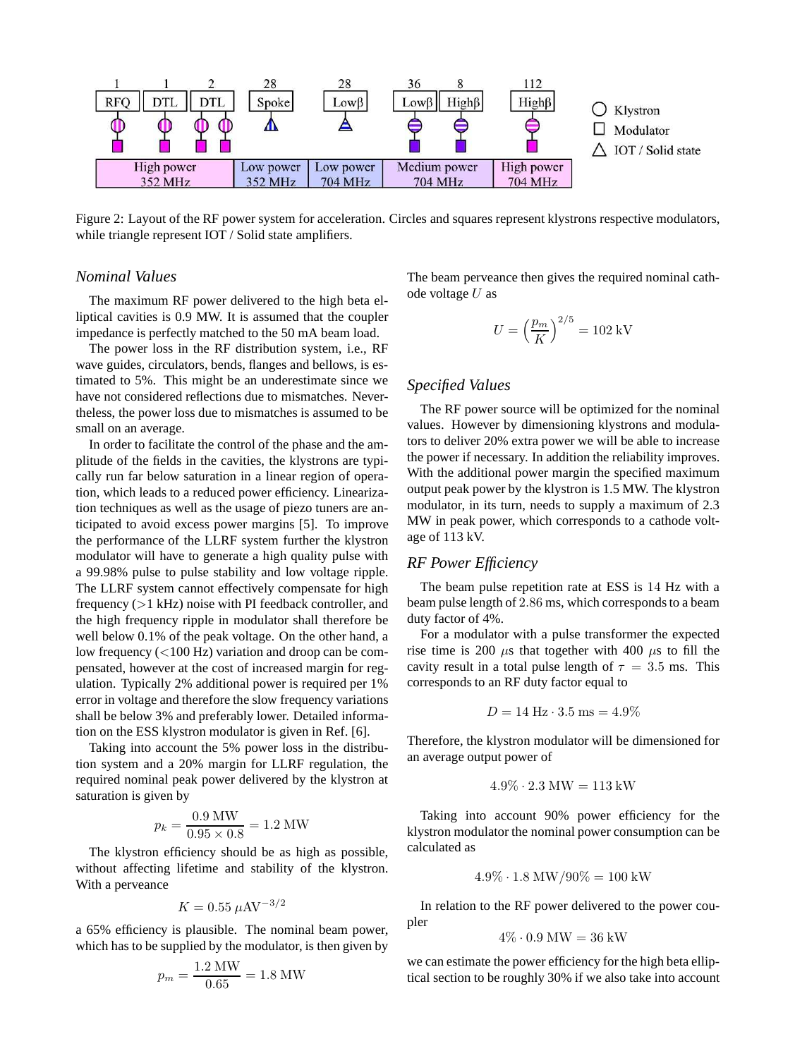Figure 2: Layout of the RF power system for acceleration. Circles and squares represent klystrons respective modulators, while triangle represent IOT / Solid state amplifiers.

### *Nominal Values*

The maximum RF power delivered to the high beta elliptical cavities is 0.9 MW. It is assumed that the coupler impedance is perfectly matched to the 50 mA beam load.

The power loss in the RF distribution system, i.e., RF wave guides, circulators, bends, flanges and bellows, is estimated to 5%. This might be an underestimate since we have not considered reflections due to mismatches. Nevertheless, the power loss due to mismatches is assumed to be small on an average.

In order to facilitate the control of the phase and the amplitude of the fields in the cavities, the klystrons are typically run far below saturation in a linear region of operation, which leads to a reduced power efficiency. Linearization techniques as well as the usage of piezo tuners are anticipated to avoid excess power margins [5]. To improve the performance of the LLRF system further the klystron modulator will have to generate a high quality pulse with a 99.98% pulse to pulse stability and low voltage ripple. The LLRF system cannot effectively compensate for high frequency (>1 kHz) noise with PI feedback controller, and the high frequency ripple in modulator shall therefore be well below 0.1% of the peak voltage. On the other hand, a low frequency (<100 Hz) variation and droop can be compensated, however at the cost of increased margin for regulation. Typically 2% additional power is required per 1% error in voltage and therefore the slow frequency variations shall be below 3% and preferably lower. Detailed information on the ESS klystron modulator is given in Ref. [6].

Taking into account the 5% power loss in the distribution system and a 20% margin for LLRF regulation, the required nominal peak power delivered by the klystron at saturation is given by

$$p_k = \frac{0.9 \text{ MW}}{0.95 \times 0.8} = 1.2 \text{ MW}$$

The klystron efficiency should be as high as possible, without affecting lifetime and stability of the klystron. With a perveance

$$K = 0.55\ \mu\text{AV}^{-3/2}$$

a 65% efficiency is plausible. The nominal beam power, which has to be supplied by the modulator, is then given by

$$p_m = \frac{1.2 \text{ MW}}{0.65} = 1.8 \text{ MW}$$

The beam perveance then gives the required nominal cathode voltage $U$ as

$$U = \left(\frac{p_m}{K}\right)^{2/5} = 102 \text{ kV}$$

### *Specified Values*

The RF power source will be optimized for the nominal values. However by dimensioning klystrons and modulators to deliver 20% extra power we will be able to increase the power if necessary. In addition the reliability improves. With the additional power margin the specified maximum output peak power by the klystron is 1.5 MW. The klystron modulator, in its turn, needs to supply a maximum of 2.3 MW in peak power, which corresponds to a cathode voltage of 113 kV.

### *RF Power Efficiency*

The beam pulse repetition rate at ESS is 14 Hz with a beam pulse length of 2.86 ms, which corresponds to a beam duty factor of 4%.

For a modulator with a pulse transformer the expected rise time is 200 $\mu$s that together with 400 $\mu$s to fill the cavity result in a total pulse length of $\tau = 3.5$ ms. This corresponds to an RF duty factor equal to

$$D = 14 \text{ Hz} \cdot 3.5 \text{ ms} = 4.9\%$$

Therefore, the klystron modulator will be dimensioned for an average output power of

$$4.9\% \cdot 2.3 \text{ MW} = 113 \text{ kW}$$

Taking into account 90% power efficiency for the klystron modulator the nominal power consumption can be calculated as

$$4.9\% \cdot 1.8 \text{ MW}/90\% = 100 \text{ kW}$$

In relation to the RF power delivered to the power coupler

$$4\% \cdot 0.9 \text{ MW} = 36 \text{ kW}$$

we can estimate the power efficiency for the high beta elliptical section to be roughly 30% if we also take into account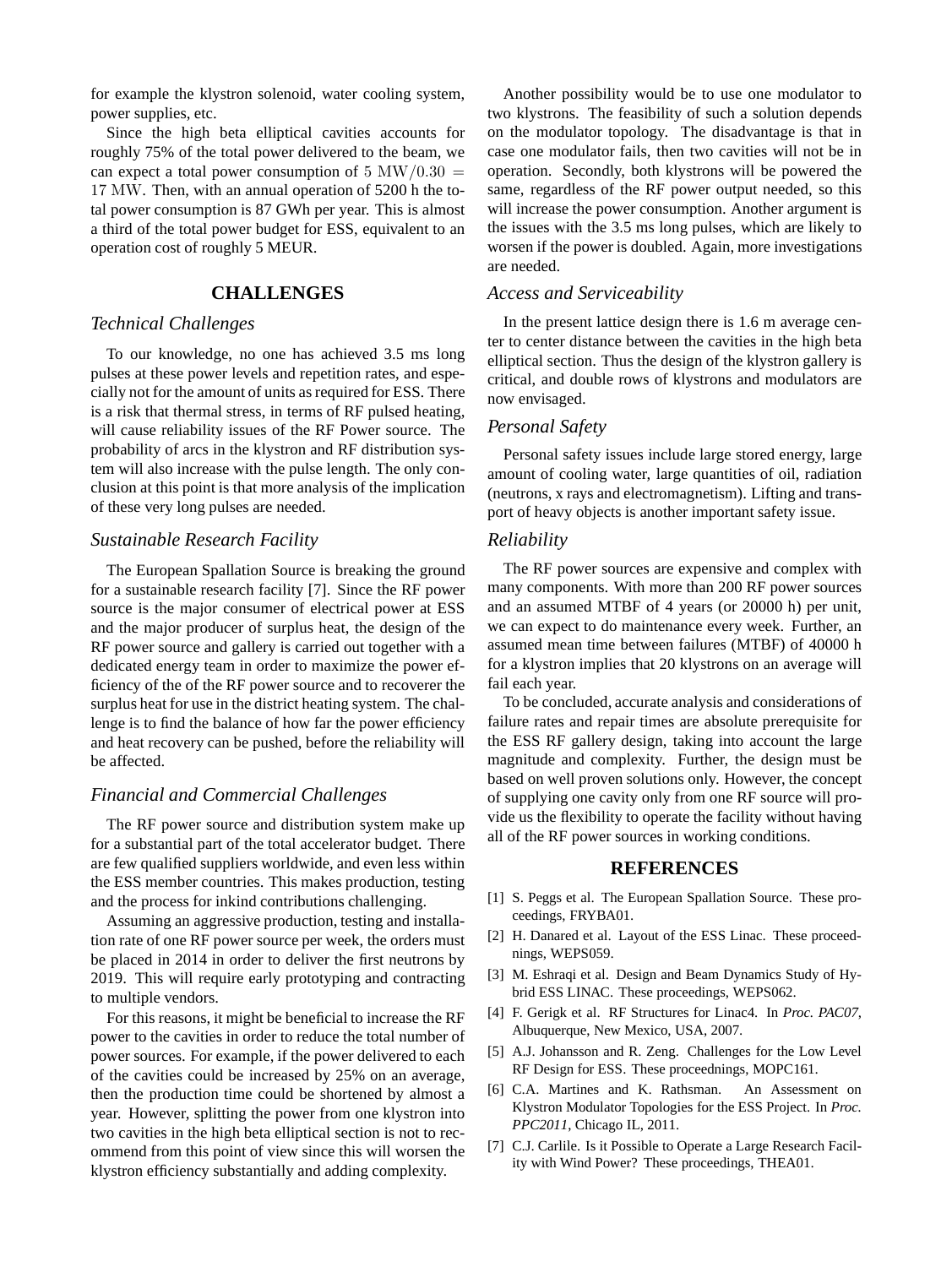for example the klystron solenoid, water cooling system, power supplies, etc.

Since the high beta elliptical cavities accounts for roughly 75% of the total power delivered to the beam, we can expect a total power consumption of $5\ \mathrm{MW}/0.30 = 17\ \mathrm{MW}$. Then, with an annual operation of 5200 h the total power consumption is 87 GWh per year. This is almost a third of the total power budget for ESS, equivalent to an operation cost of roughly 5 MEUR.

## CHALLENGES

### *Technical Challenges*

To our knowledge, no one has achieved 3.5 ms long pulses at these power levels and repetition rates, and especially not for the amount of units as required for ESS. There is a risk that thermal stress, in terms of RF pulsed heating, will cause reliability issues of the RF Power source. The probability of arcs in the klystron and RF distribution system will also increase with the pulse length. The only conclusion at this point is that more analysis of the implication of these very long pulses are needed.

### *Sustainable Research Facility*

The European Spallation Source is breaking the ground for a sustainable research facility [7]. Since the RF power source is the major consumer of electrical power at ESS and the major producer of surplus heat, the design of the RF power source and gallery is carried out together with a dedicated energy team in order to maximize the power efficiency of the of the RF power source and to recoverer the surplus heat for use in the district heating system. The challenge is to find the balance of how far the power efficiency and heat recovery can be pushed, before the reliability will be affected.

### *Financial and Commercial Challenges*

The RF power source and distribution system make up for a substantial part of the total accelerator budget. There are few qualified suppliers worldwide, and even less within the ESS member countries. This makes production, testing and the process for inkind contributions challenging.

Assuming an aggressive production, testing and installation rate of one RF power source per week, the orders must be placed in 2014 in order to deliver the first neutrons by 2019. This will require early prototyping and contracting to multiple vendors.

For this reasons, it might be beneficial to increase the RF power to the cavities in order to reduce the total number of power sources. For example, if the power delivered to each of the cavities could be increased by 25% on an average, then the production time could be shortened by almost a year. However, splitting the power from one klystron into two cavities in the high beta elliptical section is not to recommend from this point of view since this will worsen the klystron efficiency substantially and adding complexity.

Another possibility would be to use one modulator to two klystrons. The feasibility of such a solution depends on the modulator topology. The disadvantage is that in case one modulator fails, then two cavities will not be in operation. Secondly, both klystrons will be powered the same, regardless of the RF power output needed, so this will increase the power consumption. Another argument is the issues with the 3.5 ms long pulses, which are likely to worsen if the power is doubled. Again, more investigations are needed.

### *Access and Serviceability*

In the present lattice design there is 1.6 m average center to center distance between the cavities in the high beta elliptical section. Thus the design of the klystron gallery is critical, and double rows of klystrons and modulators are now envisaged.

### *Personal Safety*

Personal safety issues include large stored energy, large amount of cooling water, large quantities of oil, radiation (neutrons, x rays and electromagnetism). Lifting and transport of heavy objects is another important safety issue.

### *Reliability*

The RF power sources are expensive and complex with many components. With more than 200 RF power sources and an assumed MTBF of 4 years (or 20000 h) per unit, we can expect to do maintenance every week. Further, an assumed mean time between failures (MTBF) of 40000 h for a klystron implies that 20 klystrons on an average will fail each year.

To be concluded, accurate analysis and considerations of failure rates and repair times are absolute prerequisite for the ESS RF gallery design, taking into account the large magnitude and complexity. Further, the design must be based on well proven solutions only. However, the concept of supplying one cavity only from one RF source will provide us the flexibility to operate the facility without having all of the RF power sources in working conditions.

## REFERENCES

[1] S. Peggs et al. The European Spallation Source. These proceedings, FRYBA01.

[2] H. Danared et al. Layout of the ESS Linac. These proceednings, WEPS059.

[3] M. Eshraqi et al. Design and Beam Dynamics Study of Hybrid ESS LINAC. These proceedings, WEPS062.

[4] F. Gerigk et al. RF Structures for Linac4. In *Proc. PAC07*, Albuquerque, New Mexico, USA, 2007.

[5] A.J. Johansson and R. Zeng. Challenges for the Low Level RF Design for ESS. These proceednings, MOPC161.

[6] C.A. Martines and K. Rathsman. An Assessment on Klystron Modulator Topologies for the ESS Project. In *Proc. PPC2011*, Chicago IL, 2011.

[7] C.J. Carlile. Is it Possible to Operate a Large Research Facility with Wind Power? These proceedings, THEA01.